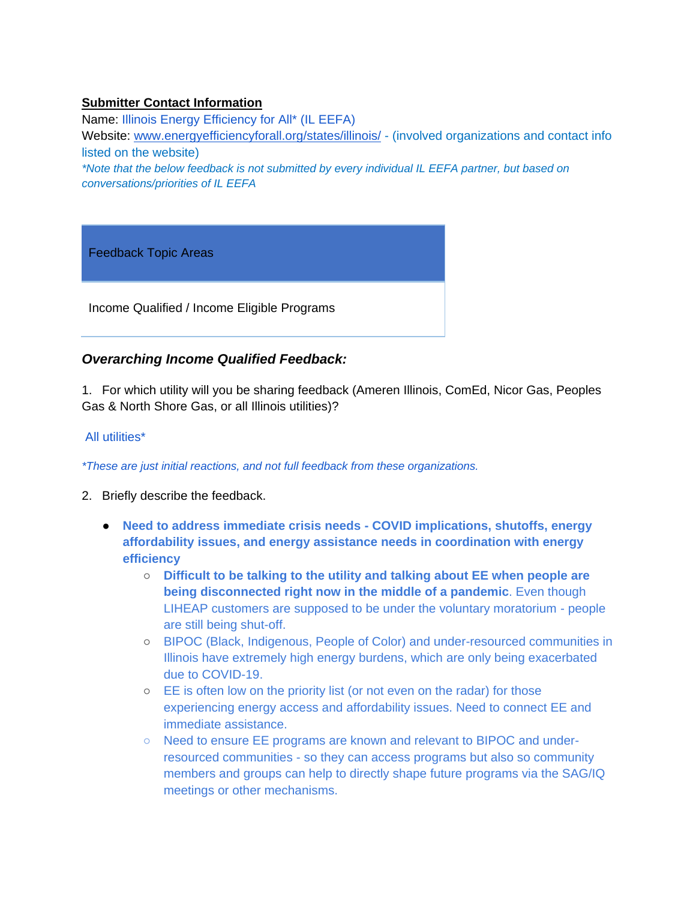**Submitter Contact Information**

Name: Illinois Energy Efficiency for All* (IL EEFA)

Website: [www.energyefficiencyforall.org/states/illinois/](www.energyefficiencyforall.org/states/illinois/) - (involved organizations and contact info listed on the website)

*\*Note that the below feedback is not submitted by every individual IL EEFA partner, but based on conversations/priorities of IL EEFA*

| Feedback Topic Areas |
| --- |
| Income Qualified / Income Eligible Programs |

***Overarching Income Qualified Feedback:***

1. For which utility will you be sharing feedback (Ameren Illinois, ComEd, Nicor Gas, Peoples Gas & North Shore Gas, or all Illinois utilities)?

All utilities*

*\*These are just initial reactions, and not full feedback from these organizations.*

2. Briefly describe the feedback.

- **Need to address immediate crisis needs - COVID implications, shutoffs, energy affordability issues, and energy assistance needs in coordination with energy efficiency**
  - **Difficult to be talking to the utility and talking about EE when people are being disconnected right now in the middle of a pandemic**. Even though LIHEAP customers are supposed to be under the voluntary moratorium - people are still being shut-off.
  - BIPOC (Black, Indigenous, People of Color) and under-resourced communities in Illinois have extremely high energy burdens, which are only being exacerbated due to COVID-19.
  - EE is often low on the priority list (or not even on the radar) for those experiencing energy access and affordability issues. Need to connect EE and immediate assistance.
  - Need to ensure EE programs are known and relevant to BIPOC and under-resourced communities - so they can access programs but also so community members and groups can help to directly shape future programs via the SAG/IQ meetings or other mechanisms.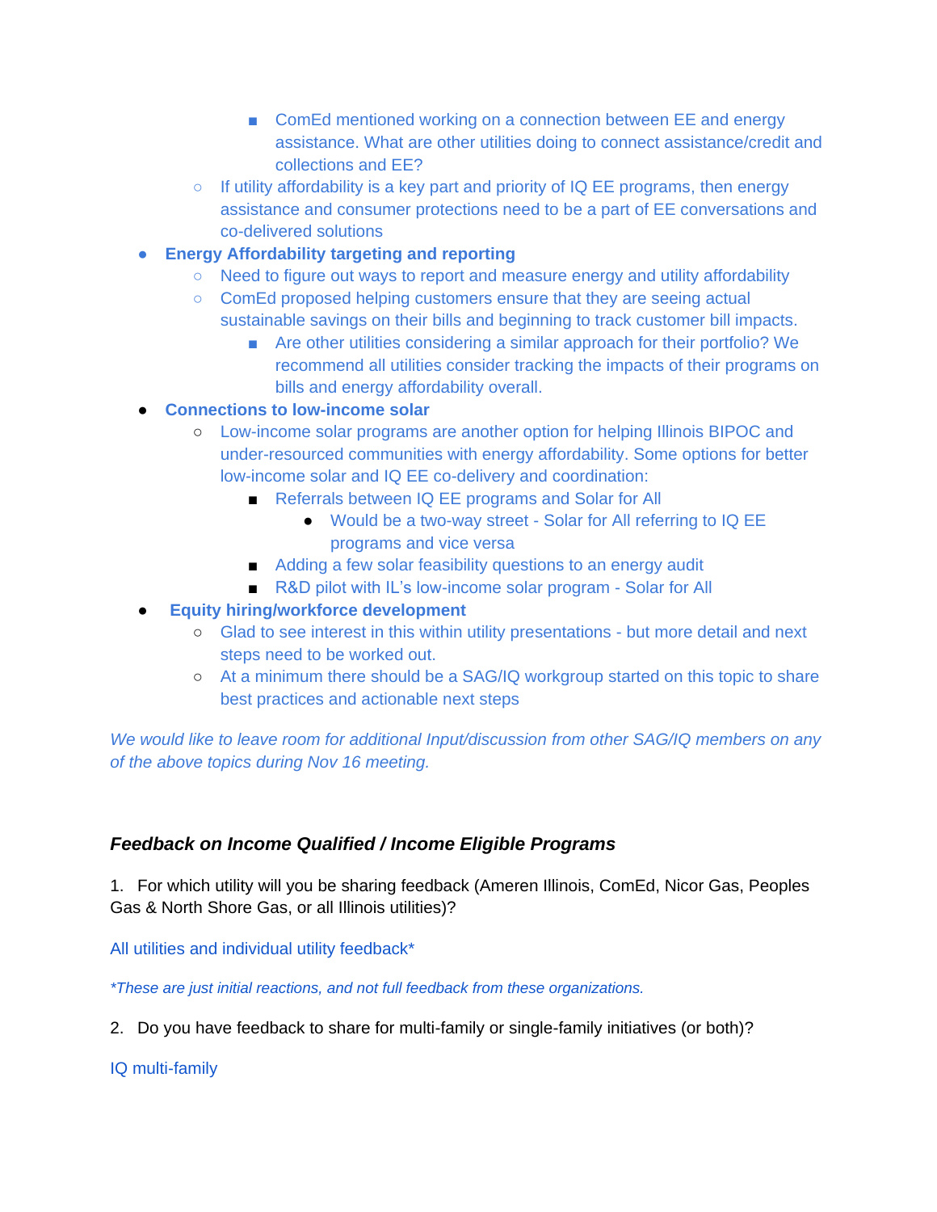- ComEd mentioned working on a connection between EE and energy assistance. What are other utilities doing to connect assistance/credit and collections and EE?
    - If utility affordability is a key part and priority of IQ EE programs, then energy assistance and consumer protections need to be a part of EE conversations and co-delivered solutions
- **Energy Affordability targeting and reporting**
    - Need to figure out ways to report and measure energy and utility affordability
    - ComEd proposed helping customers ensure that they are seeing actual sustainable savings on their bills and beginning to track customer bill impacts.
        - Are other utilities considering a similar approach for their portfolio? We recommend all utilities consider tracking the impacts of their programs on bills and energy affordability overall.
- **Connections to low-income solar**
    - Low-income solar programs are another option for helping Illinois BIPOC and under-resourced communities with energy affordability. Some options for better low-income solar and IQ EE co-delivery and coordination:
        - Referrals between IQ EE programs and Solar for All
            - Would be a two-way street - Solar for All referring to IQ EE programs and vice versa
        - Adding a few solar feasibility questions to an energy audit
        - R&D pilot with IL's low-income solar program - Solar for All
- **Equity hiring/workforce development**
    - Glad to see interest in this within utility presentations - but more detail and next steps need to be worked out.
    - At a minimum there should be a SAG/IQ workgroup started on this topic to share best practices and actionable next steps

*We would like to leave room for additional Input/discussion from other SAG/IQ members on any of the above topics during Nov 16 meeting.*

### ***Feedback on Income Qualified / Income Eligible Programs***

1. For which utility will you be sharing feedback (Ameren Illinois, ComEd, Nicor Gas, Peoples Gas & North Shore Gas, or all Illinois utilities)?

All utilities and individual utility feedback*

*\*These are just initial reactions, and not full feedback from these organizations.*

2. Do you have feedback to share for multi-family or single-family initiatives (or both)?

IQ multi-family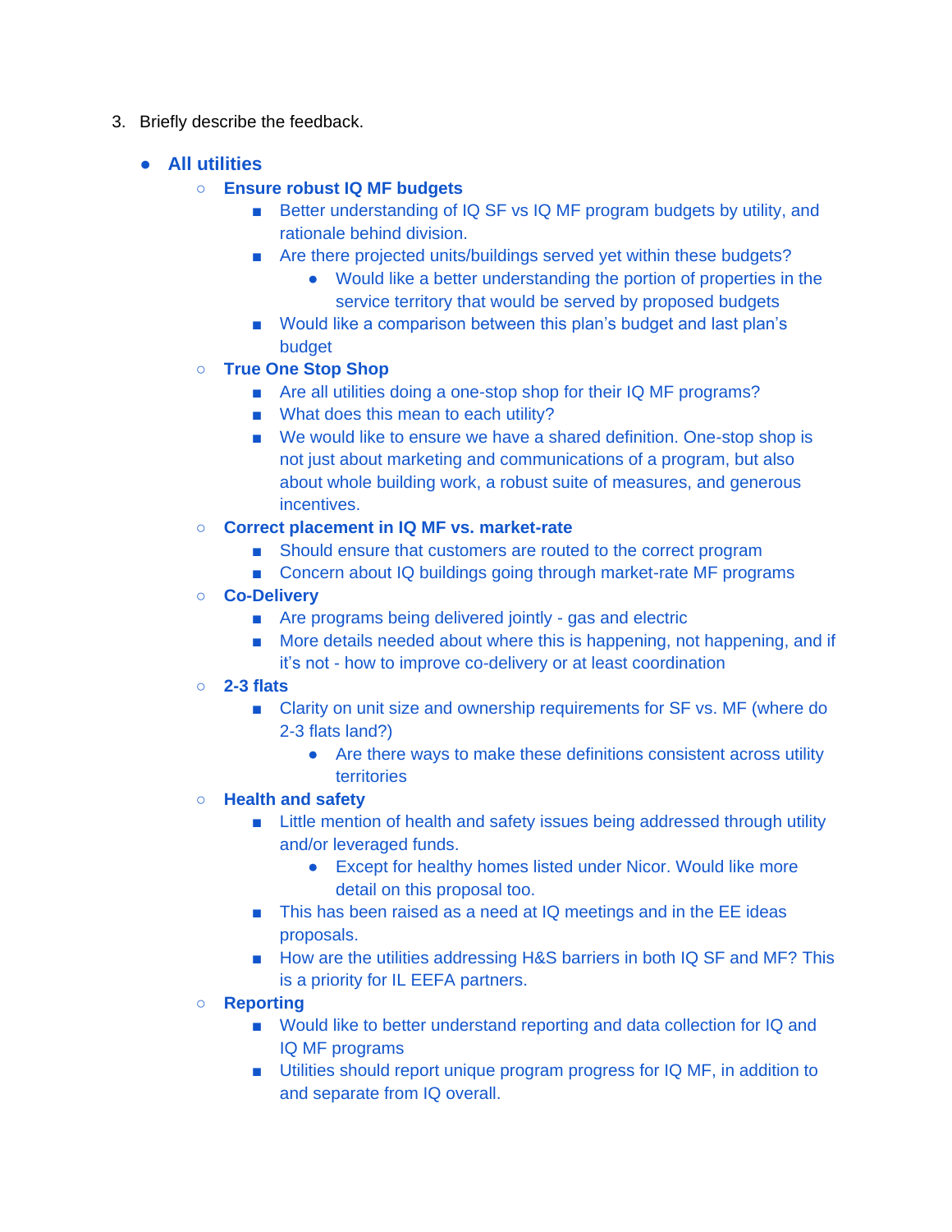3. Briefly describe the feedback.

- **All utilities**
    - **Ensure robust IQ MF budgets**
        - Better understanding of IQ SF vs IQ MF program budgets by utility, and rationale behind division.
        - Are there projected units/buildings served yet within these budgets?
            - Would like a better understanding the portion of properties in the service territory that would be served by proposed budgets
        - Would like a comparison between this plan's budget and last plan's budget
    - **True One Stop Shop**
        - Are all utilities doing a one-stop shop for their IQ MF programs?
        - What does this mean to each utility?
        - We would like to ensure we have a shared definition. One-stop shop is not just about marketing and communications of a program, but also about whole building work, a robust suite of measures, and generous incentives.
    - **Correct placement in IQ MF vs. market-rate**
        - Should ensure that customers are routed to the correct program
        - Concern about IQ buildings going through market-rate MF programs
    - **Co-Delivery**
        - Are programs being delivered jointly - gas and electric
        - More details needed about where this is happening, not happening, and if it's not - how to improve co-delivery or at least coordination
    - **2-3 flats**
        - Clarity on unit size and ownership requirements for SF vs. MF (where do 2-3 flats land?)
            - Are there ways to make these definitions consistent across utility territories
    - **Health and safety**
        - Little mention of health and safety issues being addressed through utility and/or leveraged funds.
            - Except for healthy homes listed under Nicor. Would like more detail on this proposal too.
        - This has been raised as a need at IQ meetings and in the EE ideas proposals.
        - How are the utilities addressing H&S barriers in both IQ SF and MF? This is a priority for IL EEFA partners.
    - **Reporting**
        - Would like to better understand reporting and data collection for IQ and IQ MF programs
        - Utilities should report unique program progress for IQ MF, in addition to and separate from IQ overall.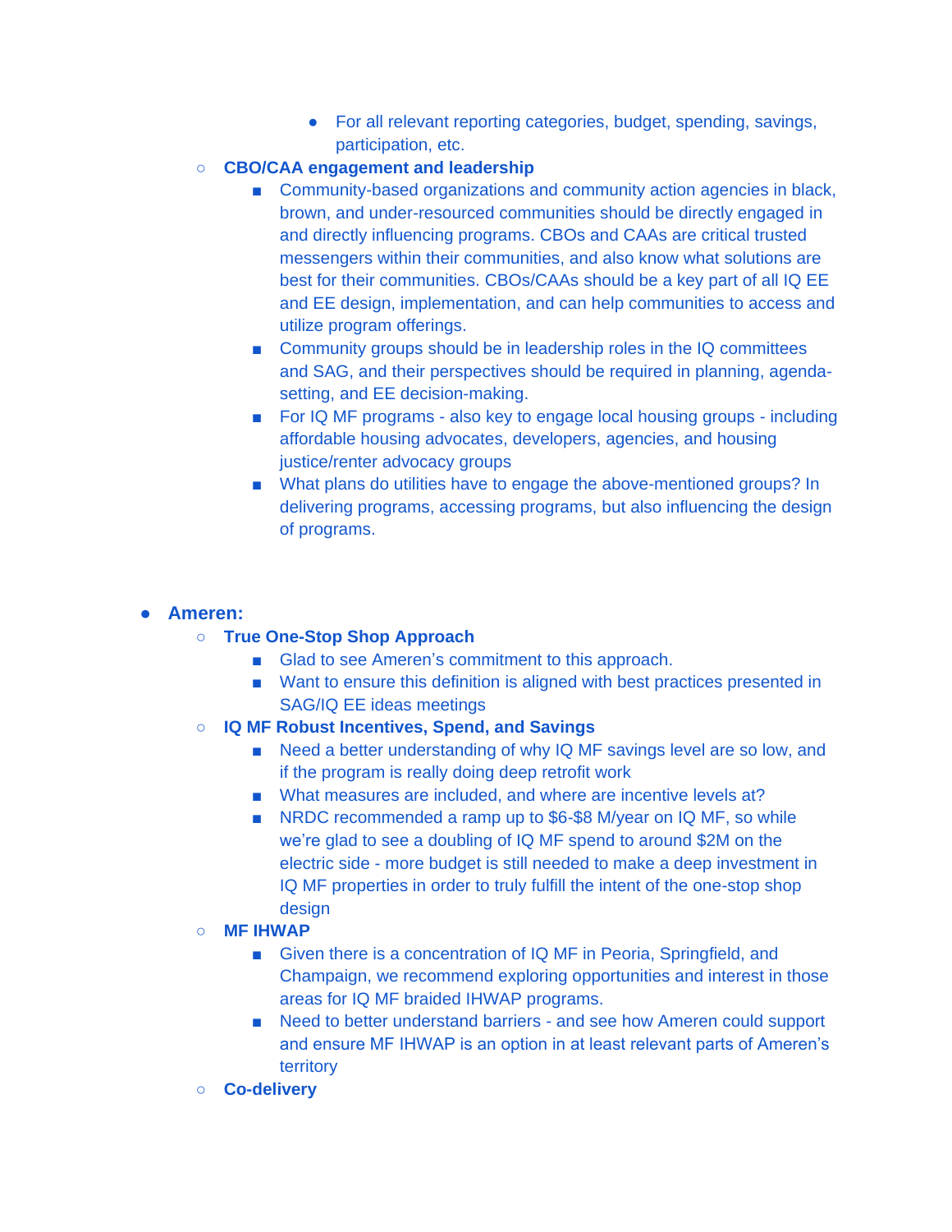- For all relevant reporting categories, budget, spending, savings, participation, etc.
    - **CBO/CAA engagement and leadership**
        - Community-based organizations and community action agencies in black, brown, and under-resourced communities should be directly engaged in and directly influencing programs. CBOs and CAAs are critical trusted messengers within their communities, and also know what solutions are best for their communities. CBOs/CAAs should be a key part of all IQ EE and EE design, implementation, and can help communities to access and utilize program offerings.
        - Community groups should be in leadership roles in the IQ committees and SAG, and their perspectives should be required in planning, agenda-setting, and EE decision-making.
        - For IQ MF programs - also key to engage local housing groups - including affordable housing advocates, developers, agencies, and housing justice/renter advocacy groups
        - What plans do utilities have to engage the above-mentioned groups? In delivering programs, accessing programs, but also influencing the design of programs.

- **Ameren:**
    - **True One-Stop Shop Approach**
        - Glad to see Ameren's commitment to this approach.
        - Want to ensure this definition is aligned with best practices presented in SAG/IQ EE ideas meetings
    - **IQ MF Robust Incentives, Spend, and Savings**
        - Need a better understanding of why IQ MF savings level are so low, and if the program is really doing deep retrofit work
        - What measures are included, and where are incentive levels at?
        - NRDC recommended a ramp up to $6-$8 M/year on IQ MF, so while we're glad to see a doubling of IQ MF spend to around $2M on the electric side - more budget is still needed to make a deep investment in IQ MF properties in order to truly fulfill the intent of the one-stop shop design
    - **MF IHWAP**
        - Given there is a concentration of IQ MF in Peoria, Springfield, and Champaign, we recommend exploring opportunities and interest in those areas for IQ MF braided IHWAP programs.
        - Need to better understand barriers - and see how Ameren could support and ensure MF IHWAP is an option in at least relevant parts of Ameren's territory
    - **Co-delivery**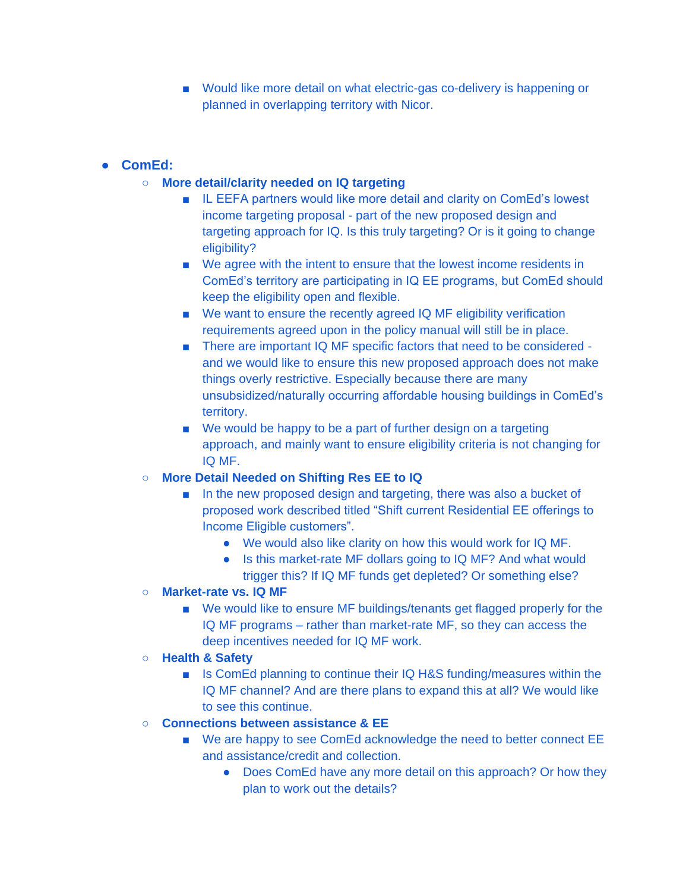- Would like more detail on what electric-gas co-delivery is happening or planned in overlapping territory with Nicor.

- **ComEd:**
    - **More detail/clarity needed on IQ targeting**
        - IL EEFA partners would like more detail and clarity on ComEd's lowest income targeting proposal - part of the new proposed design and targeting approach for IQ. Is this truly targeting? Or is it going to change eligibility?
        - We agree with the intent to ensure that the lowest income residents in ComEd's territory are participating in IQ EE programs, but ComEd should keep the eligibility open and flexible.
        - We want to ensure the recently agreed IQ MF eligibility verification requirements agreed upon in the policy manual will still be in place.
        - There are important IQ MF specific factors that need to be considered - and we would like to ensure this new proposed approach does not make things overly restrictive. Especially because there are many unsubsidized/naturally occurring affordable housing buildings in ComEd's territory.
        - We would be happy to be a part of further design on a targeting approach, and mainly want to ensure eligibility criteria is not changing for IQ MF.
    - **More Detail Needed on Shifting Res EE to IQ**
        - In the new proposed design and targeting, there was also a bucket of proposed work described titled "Shift current Residential EE offerings to Income Eligible customers".
            - We would also like clarity on how this would work for IQ MF.
            - Is this market-rate MF dollars going to IQ MF? And what would trigger this? If IQ MF funds get depleted? Or something else?
    - **Market-rate vs. IQ MF**
        - We would like to ensure MF buildings/tenants get flagged properly for the IQ MF programs – rather than market-rate MF, so they can access the deep incentives needed for IQ MF work.
    - **Health & Safety**
        - Is ComEd planning to continue their IQ H&S funding/measures within the IQ MF channel? And are there plans to expand this at all? We would like to see this continue.
    - **Connections between assistance & EE**
        - We are happy to see ComEd acknowledge the need to better connect EE and assistance/credit and collection.
            - Does ComEd have any more detail on this approach? Or how they plan to work out the details?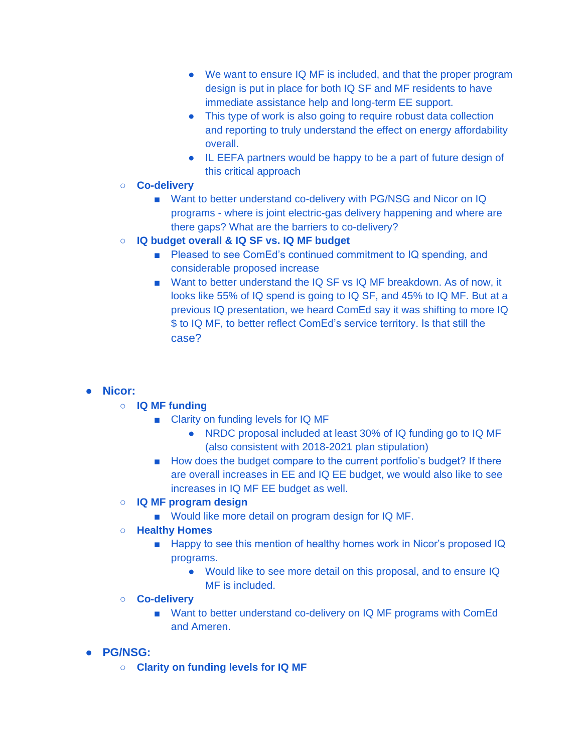- We want to ensure IQ MF is included, and that the proper program design is put in place for both IQ SF and MF residents to have immediate assistance help and long-term EE support.
            - This type of work is also going to require robust data collection and reporting to truly understand the effect on energy affordability overall.
            - IL EEFA partners would be happy to be a part of future design of this critical approach
    - **Co-delivery**
        - Want to better understand co-delivery with PG/NSG and Nicor on IQ programs - where is joint electric-gas delivery happening and where are there gaps? What are the barriers to co-delivery?
    - **IQ budget overall & IQ SF vs. IQ MF budget**
        - Pleased to see ComEd's continued commitment to IQ spending, and considerable proposed increase
        - Want to better understand the IQ SF vs IQ MF breakdown. As of now, it looks like 55% of IQ spend is going to IQ SF, and 45% to IQ MF. But at a previous IQ presentation, we heard ComEd say it was shifting to more IQ $ to IQ MF, to better reflect ComEd's service territory. Is that still the case?

- **Nicor:**
    - **IQ MF funding**
        - Clarity on funding levels for IQ MF
            - NRDC proposal included at least 30% of IQ funding go to IQ MF (also consistent with 2018-2021 plan stipulation)
        - How does the budget compare to the current portfolio's budget? If there are overall increases in EE and IQ EE budget, we would also like to see increases in IQ MF EE budget as well.
    - **IQ MF program design**
        - Would like more detail on program design for IQ MF.
    - **Healthy Homes**
        - Happy to see this mention of healthy homes work in Nicor's proposed IQ programs.
            - Would like to see more detail on this proposal, and to ensure IQ MF is included.
    - **Co-delivery**
        - Want to better understand co-delivery on IQ MF programs with ComEd and Ameren.

- **PG/NSG:**
    - **Clarity on funding levels for IQ MF**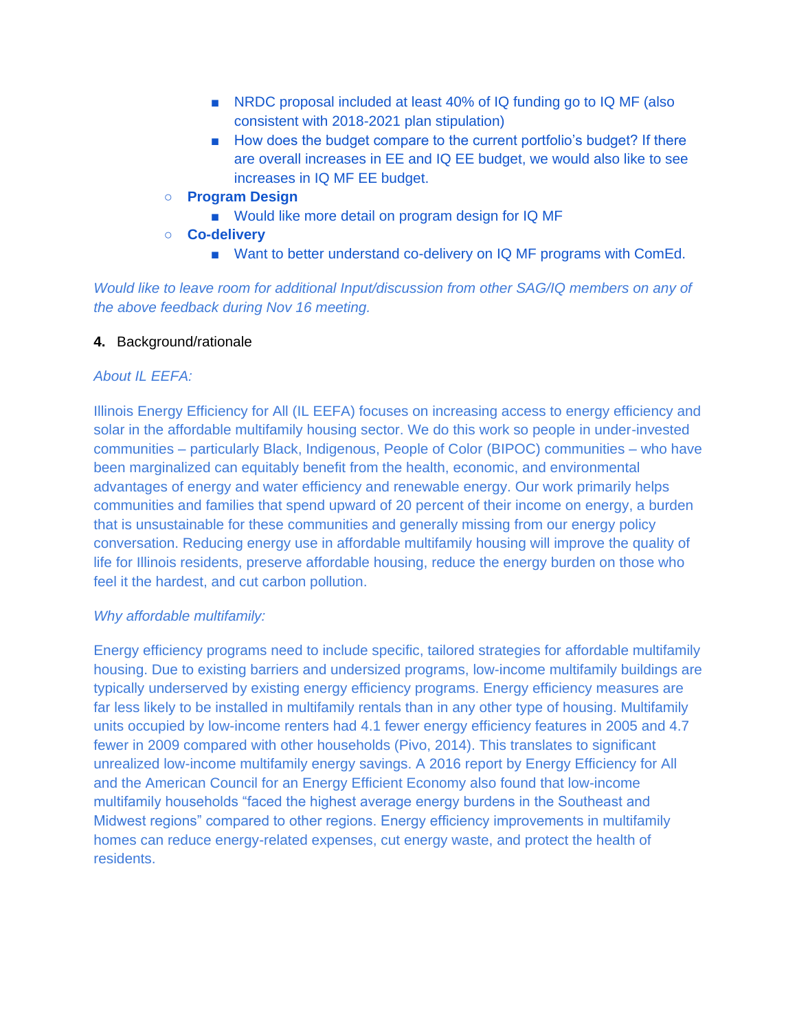- NRDC proposal included at least 40% of IQ funding go to IQ MF (also consistent with 2018-2021 plan stipulation)
        - How does the budget compare to the current portfolio's budget? If there are overall increases in EE and IQ EE budget, we would also like to see increases in IQ MF EE budget.
    - **Program Design**
        - Would like more detail on program design for IQ MF
    - **Co-delivery**
        - Want to better understand co-delivery on IQ MF programs with ComEd.

*Would like to leave room for additional Input/discussion from other SAG/IQ members on any of the above feedback during Nov 16 meeting.*

**4.** Background/rationale

*About IL EEFA:*

Illinois Energy Efficiency for All (IL EEFA) focuses on increasing access to energy efficiency and solar in the affordable multifamily housing sector. We do this work so people in under-invested communities – particularly Black, Indigenous, People of Color (BIPOC) communities – who have been marginalized can equitably benefit from the health, economic, and environmental advantages of energy and water efficiency and renewable energy. Our work primarily helps communities and families that spend upward of 20 percent of their income on energy, a burden that is unsustainable for these communities and generally missing from our energy policy conversation. Reducing energy use in affordable multifamily housing will improve the quality of life for Illinois residents, preserve affordable housing, reduce the energy burden on those who feel it the hardest, and cut carbon pollution.

*Why affordable multifamily:*

Energy efficiency programs need to include specific, tailored strategies for affordable multifamily housing. Due to existing barriers and undersized programs, low-income multifamily buildings are typically underserved by existing energy efficiency programs. Energy efficiency measures are far less likely to be installed in multifamily rentals than in any other type of housing. Multifamily units occupied by low-income renters had 4.1 fewer energy efficiency features in 2005 and 4.7 fewer in 2009 compared with other households (Pivo, 2014). This translates to significant unrealized low-income multifamily energy savings. A 2016 report by Energy Efficiency for All and the American Council for an Energy Efficient Economy also found that low-income multifamily households "faced the highest average energy burdens in the Southeast and Midwest regions" compared to other regions. Energy efficiency improvements in multifamily homes can reduce energy-related expenses, cut energy waste, and protect the health of residents.